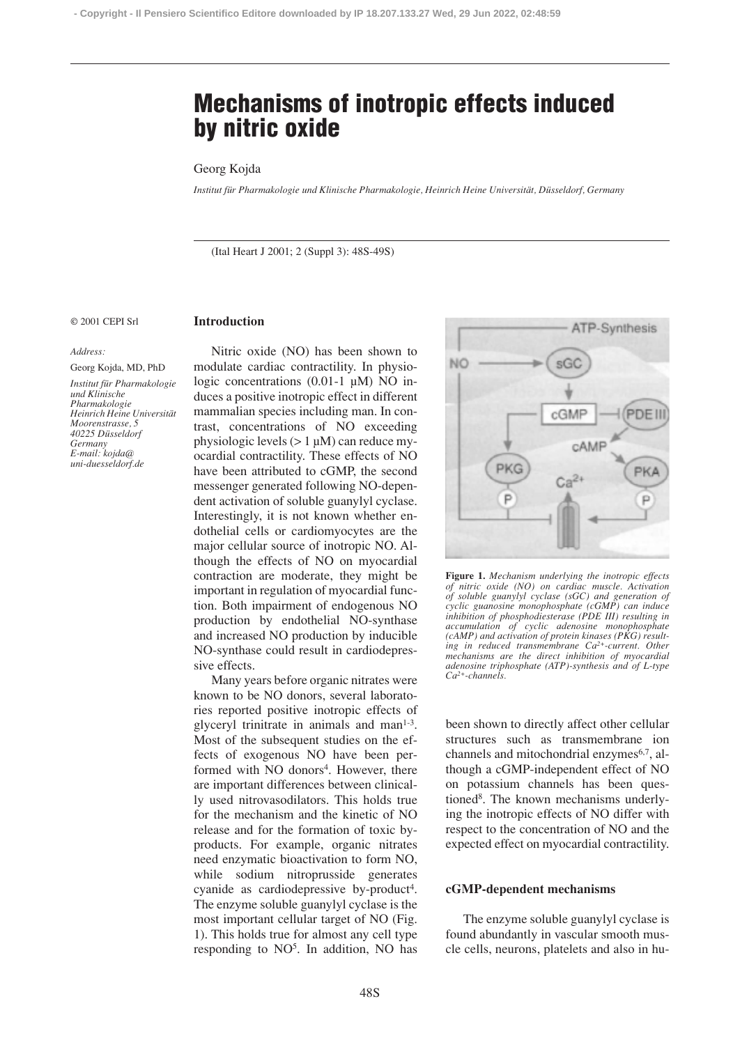# Mechanisms of inotropic effects induced by nitric oxide

Georg Kojda

*Institut für Pharmakologie und Klinische Pharmakologie, Heinrich Heine Universität, Düsseldorf, Germany*

© 2001 CEPI Srl

*Address:*

Georg Kojda, MD, PhD

*Institut für Pharmakologie und Klinische Pharmakologie Heinrich Heine Universität Moorenstrasse, 5 40225 Düsseldorf Germany E-mail: kojda@uni-duesseldorf.de*

## Introduction

Nitric oxide (NO) has been shown to modulate cardiac contractility. In physiologic concentrations (0.01-1 µM) NO induces a positive inotropic effect in different mammalian species including man. In contrast, concentrations of NO exceeding physiologic levels (> 1 µM) can reduce myocardial contractility. These effects of NO have been attributed to cGMP, the second messenger generated following NO-dependent activation of soluble guanylyl cyclase. Interestingly, it is not known whether endothelial cells or cardiomyocytes are the major cellular source of inotropic NO. Although the effects of NO on myocardial contraction are moderate, they might be important in regulation of myocardial function. Both impairment of endogenous NO production by endothelial NO-synthase and increased NO production by inducible NO-synthase could result in cardiodepressive effects.

Many years before organic nitrates were known to be NO donors, several laboratories reported positive inotropic effects of glyceryl trinitrate in animals and man[1-3]. Most of the subsequent studies on the effects of exogenous NO have been performed with NO donors[4]. However, there are important differences between clinically used nitrovasodilators. This holds true for the mechanism and the kinetic of NO release and for the formation of toxic byproducts. For example, organic nitrates need enzymatic bioactivation to form NO, while sodium nitroprusside generates cyanide as cardiodepressive by-product[4]. The enzyme soluble guanylyl cyclase is the most important cellular target of NO (Fig. 1). This holds true for almost any cell type responding to NO[5]. In addition, NO has been shown to directly affect other cellular structures such as transmembrane ion channels and mitochondrial enzymes[6,7], although a cGMP-independent effect of NO on potassium channels has been questioned[8]. The known mechanisms underlying the inotropic effects of NO differ with respect to the concentration of NO and the expected effect on myocardial contractility.

**Figure 1.** *Mechanism underlying the inotropic effects of nitric oxide (NO) on cardiac muscle. Activation of soluble guanylyl cyclase (sGC) and generation of cyclic guanosine monophosphate (cGMP) can induce inhibition of phosphodiesterase (PDE III) resulting in accumulation of cyclic adenosine monophosphate (cAMP) and activation of protein kinases (PKG) resulting in reduced transmembrane $Ca^{2+}$-current. Other mechanisms are the direct inhibition of myocardial adenosine triphosphate (ATP)-synthesis and of L-type $Ca^{2+}$-channels.*

## cGMP-dependent mechanisms

The enzyme soluble guanylyl cyclase is found abundantly in vascular smooth muscle cells, neurons, platelets and also in hu-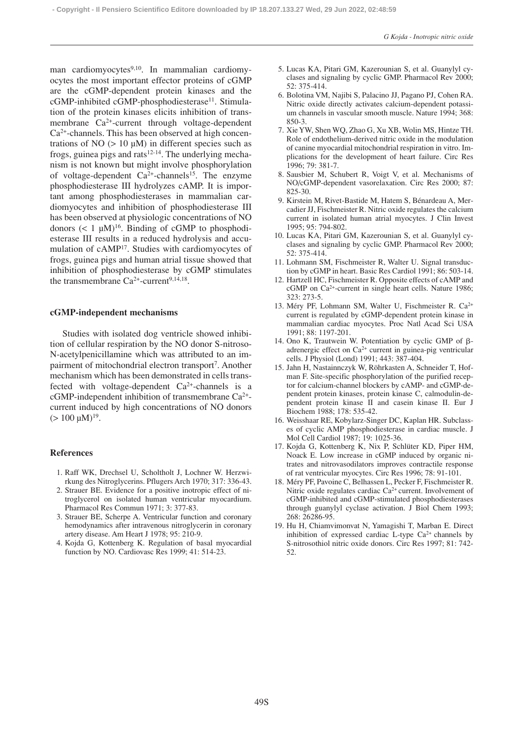man cardiomyocytes[9,10]. In mammalian cardiomyocytes the most important effector proteins of cGMP are the cGMP-dependent protein kinases and the cGMP-inhibited cGMP-phosphodiesterase[11]. Stimulation of the protein kinases elicits inhibition of transmembrane $Ca^{2+}$-current through voltage-dependent $Ca^{2+}$-channels. This has been observed at high concentrations of NO (> 10 µM) in different species such as frogs, guinea pigs and rats[12-14]. The underlying mechanism is not known but might involve phosphorylation of voltage-dependent $Ca^{2+}$-channels[15]. The enzyme phosphodiesterase III hydrolyzes cAMP. It is important among phosphodiesterases in mammalian cardiomyocytes and inhibition of phosphodiesterase III has been observed at physiologic concentrations of NO donors (< 1 µM)[16]. Binding of cGMP to phosphodiesterase III results in a reduced hydrolysis and accumulation of cAMP[17]. Studies with cardiomyocytes of frogs, guinea pigs and human atrial tissue showed that inhibition of phosphodiesterase by cGMP stimulates the transmembrane $Ca^{2+}$-current[9,14,18].

## cGMP-independent mechanisms

Studies with isolated dog ventricle showed inhibition of cellular respiration by the NO donor S-nitroso-N-acetylpenicillamine which was attributed to an impairment of mitochondrial electron transport[7]. Another mechanism which has been demonstrated in cells transfected with voltage-dependent $Ca^{2+}$-channels is a cGMP-independent inhibition of transmembrane $Ca^{2+}$-current induced by high concentrations of NO donors (> 100 µM)[19].

## References

1. Raff WK, Drechsel U, Scholtholt J, Lochner W. Herzwirkung des Nitroglycerins. Pflugers Arch 1970; 317: 336-43.
2. Strauer BE. Evidence for a positive inotropic effect of nitroglycerol on isolated human ventricular myocardium. Pharmacol Res Commun 1971; 3: 377-83.
3. Strauer BE, Scherpe A. Ventricular function and coronary hemodynamics after intravenous nitroglycerin in coronary artery disease. Am Heart J 1978; 95: 210-9.
4. Kojda G, Kottenberg K. Regulation of basal myocardial function by NO. Cardiovasc Res 1999; 41: 514-23.
5. Lucas KA, Pitari GM, Kazerounian S, et al. Guanylyl cyclases and signaling by cyclic GMP. Pharmacol Rev 2000; 52: 375-414.
6. Bolotina VM, Najibi S, Palacino JJ, Pagano PJ, Cohen RA. Nitric oxide directly activates calcium-dependent potassium channels in vascular smooth muscle. Nature 1994; 368: 850-3.
7. Xie YW, Shen WQ, Zhao G, Xu XB, Wolin MS, Hintze TH. Role of endothelium-derived nitric oxide in the modulation of canine myocardial mitochondrial respiration in vitro. Implications for the development of heart failure. Circ Res 1996; 79: 381-7.
8. Sausbier M, Schubert R, Voigt V, et al. Mechanisms of NO/cGMP-dependent vasorelaxation. Circ Res 2000; 87: 825-30.
9. Kirstein M, Rivet-Bastide M, Hatem S, Bénardeau A, Mercadier JJ, Fischmeister R. Nitric oxide regulates the calcium current in isolated human atrial myocytes. J Clin Invest 1995; 95: 794-802.
10. Lucas KA, Pitari GM, Kazerounian S, et al. Guanylyl cyclases and signaling by cyclic GMP. Pharmacol Rev 2000; 52: 375-414.
11. Lohmann SM, Fischmeister R, Walter U. Signal transduction by cGMP in heart. Basic Res Cardiol 1991; 86: 503-14.
12. Hartzell HC, Fischmeister R. Opposite effects of cAMP and cGMP on $Ca^{2+}$-current in single heart cells. Nature 1986; 323: 273-5.
13. Méry PF, Lohmann SM, Walter U, Fischmeister R. $Ca^{2+}$ current is regulated by cGMP-dependent protein kinase in mammalian cardiac myocytes. Proc Natl Acad Sci USA 1991; 88: 1197-201.
14. Ono K, Trautwein W. Potentiation by cyclic GMP of β-adrenergic effect on $Ca^{2+}$ current in guinea-pig ventricular cells. J Physiol (Lond) 1991; 443: 387-404.
15. Jahn H, Nastainnczyk W, Röhrkasten A, Schneider T, Hofman F. Site-specific phosphorylation of the purified receptor for calcium-channel blockers by cAMP- and cGMP-dependent protein kinases, protein kinase C, calmodulin-dependent protein kinase II and casein kinase II. Eur J Biochem 1988; 178: 535-42.
16. Weisshaar RE, Kobylarz-Singer DC, Kaplan HR. Subclasses of cyclic AMP phosphodiesterase in cardiac muscle. J Mol Cell Cardiol 1987; 19: 1025-36.
17. Kojda G, Kottenberg K, Nix P, Schlüter KD, Piper HM, Noack E. Low increase in cGMP induced by organic nitrates and nitrovasodilators improves contractile response of rat ventricular myocytes. Circ Res 1996; 78: 91-101.
18. Méry PF, Pavoine C, Belhassen L, Pecker F, Fischmeister R. Nitric oxide regulates cardiac $Ca^{2+}$ current. Involvement of cGMP-inhibited and cGMP-stimulated phosphodiesterases through guanylyl cyclase activation. J Biol Chem 1993; 268: 26286-95.
19. Hu H, Chiamvimonvat N, Yamagishi T, Marban E. Direct inhibition of expressed cardiac L-type $Ca^{2+}$ channels by S-nitrosothiol nitric oxide donors. Circ Res 1997; 81: 742-52.